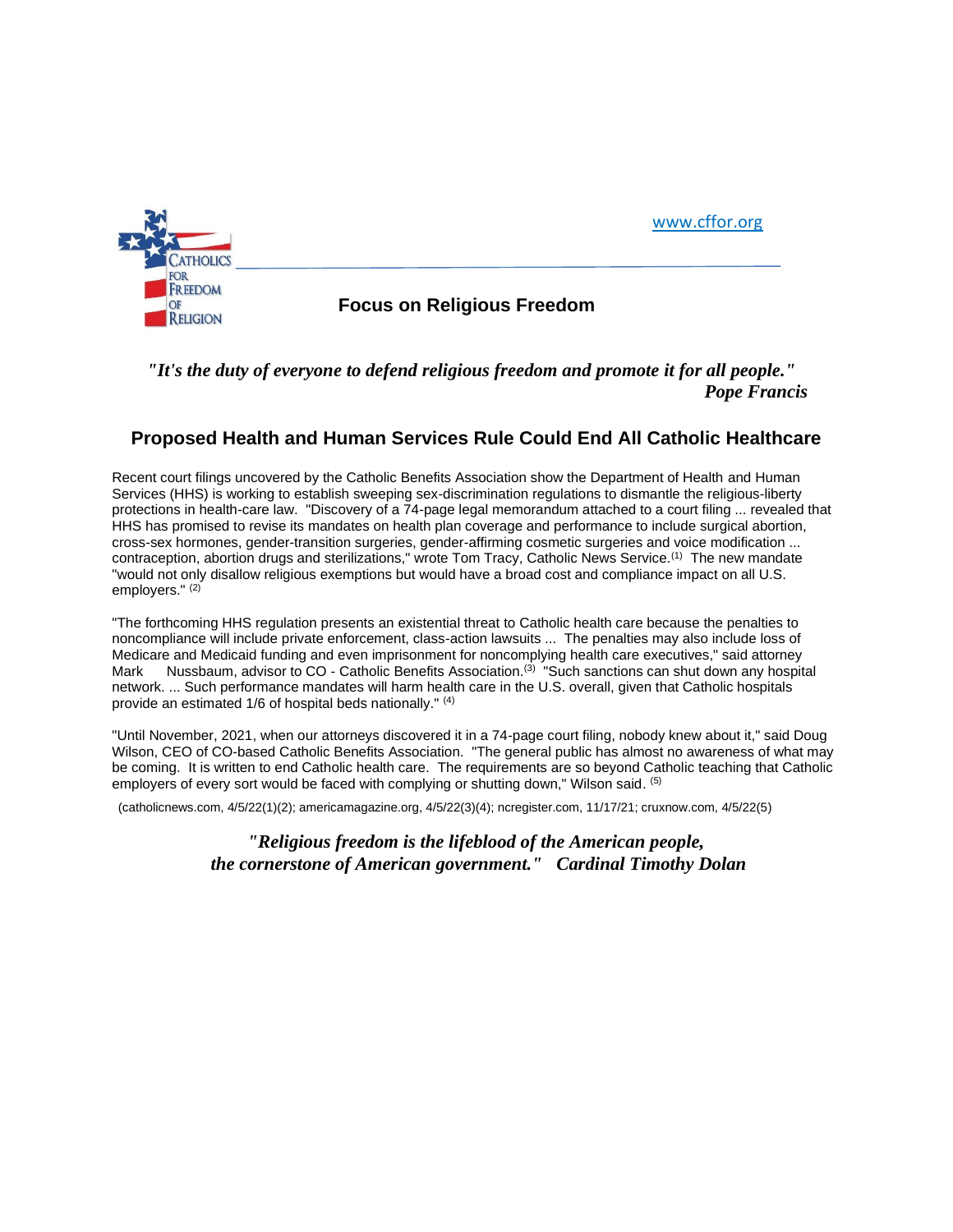CATHOLICS FOR FREEDOM OF RELIGION

www.cffor.org

## Focus on Religious Freedom

*"It's the duty of everyone to defend religious freedom and promote it for all people."*
***Pope Francis***

# Proposed Health and Human Services Rule Could End All Catholic Healthcare

Recent court filings uncovered by the Catholic Benefits Association show the Department of Health and Human Services (HHS) is working to establish sweeping sex-discrimination regulations to dismantle the religious-liberty protections in health-care law. "Discovery of a 74-page legal memorandum attached to a court filing ... revealed that HHS has promised to revise its mandates on health plan coverage and performance to include surgical abortion, cross-sex hormones, gender-transition surgeries, gender-affirming cosmetic surgeries and voice modification ... contraception, abortion drugs and sterilizations," wrote Tom Tracy, Catholic News Service.[1] The new mandate "would not only disallow religious exemptions but would have a broad cost and compliance impact on all U.S. employers." [2]

"The forthcoming HHS regulation presents an existential threat to Catholic health care because the penalties to noncompliance will include private enforcement, class-action lawsuits ... The penalties may also include loss of Medicare and Medicaid funding and even imprisonment for noncomplying health care executives," said attorney Mark Nussbaum, advisor to CO - Catholic Benefits Association.[3] "Such sanctions can shut down any hospital network. ... Such performance mandates will harm health care in the U.S. overall, given that Catholic hospitals provide an estimated 1/6 of hospital beds nationally." [4]

"Until November, 2021, when our attorneys discovered it in a 74-page court filing, nobody knew about it," said Doug Wilson, CEO of CO-based Catholic Benefits Association. "The general public has almost no awareness of what may be coming. It is written to end Catholic health care. The requirements are so beyond Catholic teaching that Catholic employers of every sort would be faced with complying or shutting down," Wilson said. [5]

(catholicnews.com, 4/5/22(1)(2); americamagazine.org, 4/5/22(3)(4); ncregister.com, 11/17/21; cruxnow.com, 4/5/22(5)

***"Religious freedom is the lifeblood of the American people, the cornerstone of American government." Cardinal Timothy Dolan***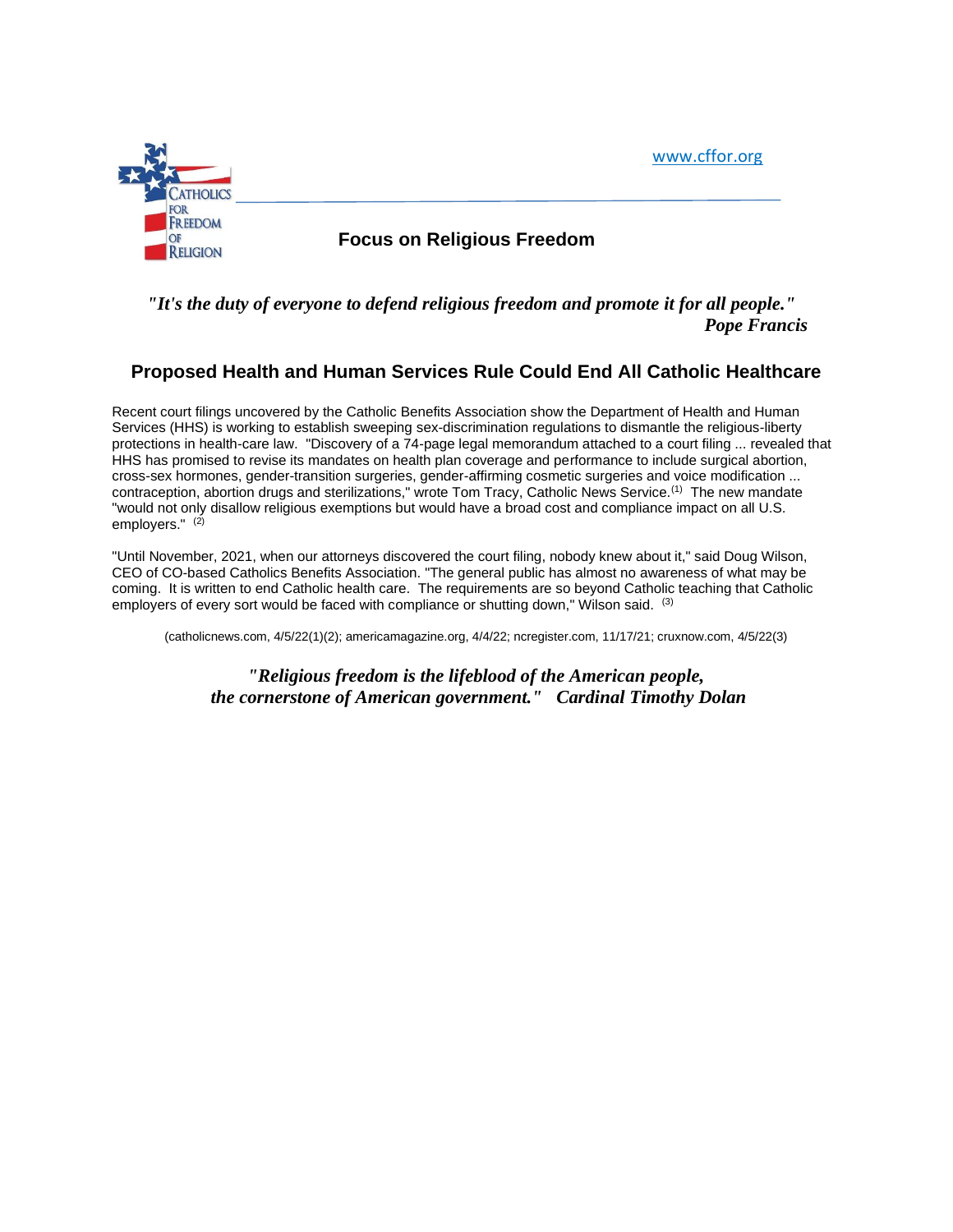www.cffor.org

Catholics for Freedom of Religion

**Focus on Religious Freedom**

***"It's the duty of everyone to defend religious freedom and promote it for all people."***
***Pope Francis***

## Proposed Health and Human Services Rule Could End All Catholic Healthcare

Recent court filings uncovered by the Catholic Benefits Association show the Department of Health and Human Services (HHS) is working to establish sweeping sex-discrimination regulations to dismantle the religious-liberty protections in health-care law. "Discovery of a 74-page legal memorandum attached to a court filing ... revealed that HHS has promised to revise its mandates on health plan coverage and performance to include surgical abortion, cross-sex hormones, gender-transition surgeries, gender-affirming cosmetic surgeries and voice modification ... contraception, abortion drugs and sterilizations," wrote Tom Tracy, Catholic News Service.(1) The new mandate "would not only disallow religious exemptions but would have a broad cost and compliance impact on all U.S. employers." (2)

"Until November, 2021, when our attorneys discovered the court filing, nobody knew about it," said Doug Wilson, CEO of CO-based Catholics Benefits Association. "The general public has almost no awareness of what may be coming. It is written to end Catholic health care. The requirements are so beyond Catholic teaching that Catholic employers of every sort would be faced with compliance or shutting down," Wilson said. (3)

(catholicnews.com, 4/5/22(1)(2); americamagazine.org, 4/4/22; ncregister.com, 11/17/21; cruxnow.com, 4/5/22(3)

***"Religious freedom is the lifeblood of the American people, the cornerstone of American government." Cardinal Timothy Dolan***